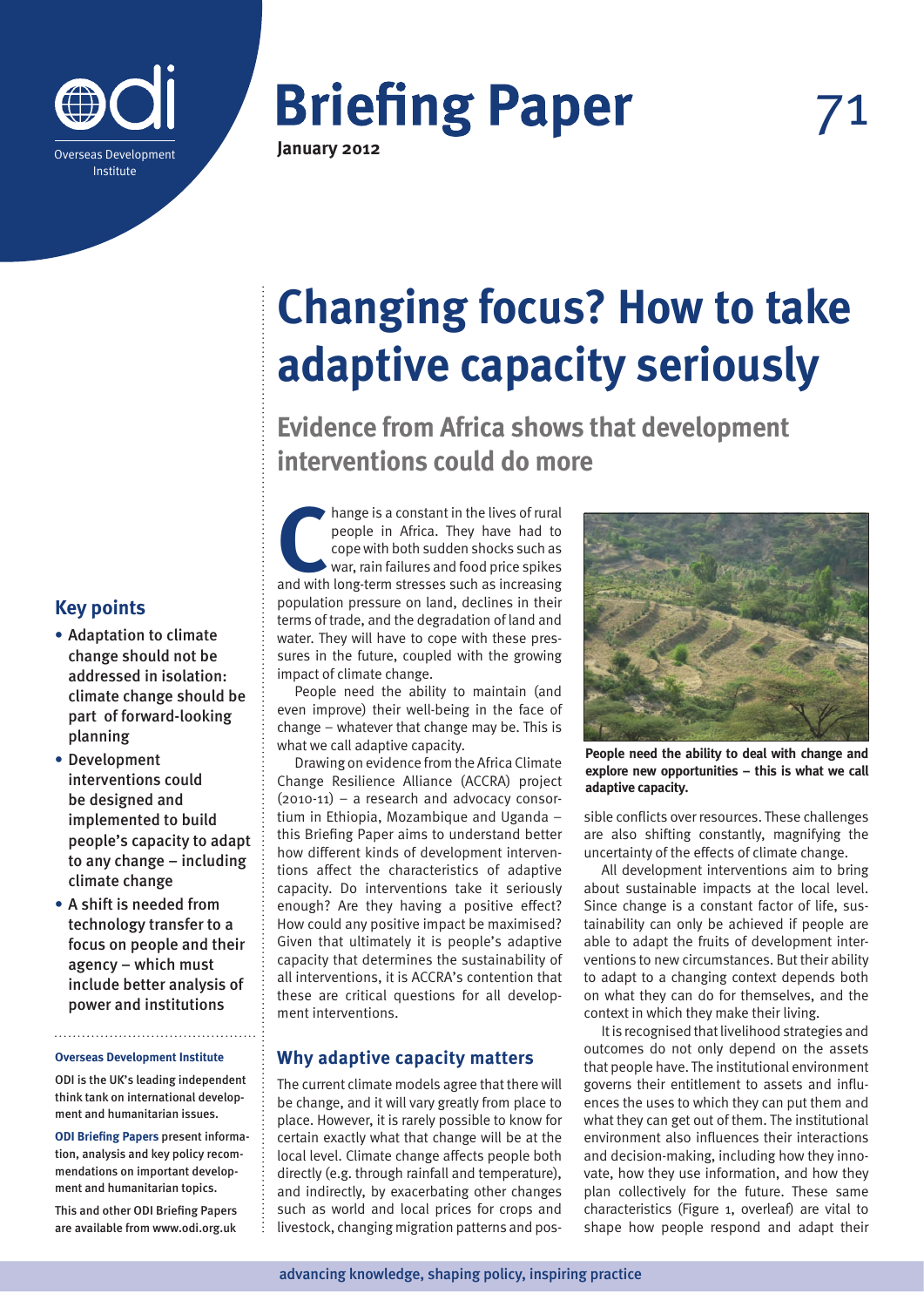# Changing focus? How to take adaptive capacity seriously

## Evidence from Africa shows that development interventions could do more

Briefing Paper 71
January 2012

### Key points

- Adaptation to climate change should not be addressed in isolation: climate change should be part of forward-looking planning
- Development interventions could be designed and implemented to build people's capacity to adapt to any change – including climate change
- A shift is needed from technology transfer to a focus on people and their agency – which must include better analysis of power and institutions

**Overseas Development Institute**

ODI is the UK's leading independent think tank on international development and humanitarian issues.

**ODI Briefing Papers** present information, analysis and key policy recommendations on important development and humanitarian topics.

This and other ODI Briefing Papers are available from www.odi.org.uk

Change is a constant in the lives of rural people in Africa. They have had to cope with both sudden shocks such as war, rain failures and food price spikes and with long-term stresses such as increasing population pressure on land, declines in their terms of trade, and the degradation of land and water. They will have to cope with these pressures in the future, coupled with the growing impact of climate change.

People need the ability to maintain (and even improve) their well-being in the face of change – whatever that change may be. This is what we call adaptive capacity.

Drawing on evidence from the Africa Climate Change Resilience Alliance (ACCRA) project (2010-11) – a research and advocacy consortium in Ethiopia, Mozambique and Uganda – this Briefing Paper aims to understand better how different kinds of development interventions affect the characteristics of adaptive capacity. Do interventions take it seriously enough? Are they having a positive effect? How could any positive impact be maximised? Given that ultimately it is people's adaptive capacity that determines the sustainability of all interventions, it is ACCRA's contention that these are critical questions for all development interventions.

**People need the ability to deal with change and explore new opportunities – this is what we call adaptive capacity.**

## Why adaptive capacity matters

The current climate models agree that there will be change, and it will vary greatly from place to place. However, it is rarely possible to know for certain exactly what that change will be at the local level. Climate change affects people both directly (e.g. through rainfall and temperature), and indirectly, by exacerbating other changes such as world and local prices for crops and livestock, changing migration patterns and possible conflicts over resources. These challenges are also shifting constantly, magnifying the uncertainty of the effects of climate change.

All development interventions aim to bring about sustainable impacts at the local level. Since change is a constant factor of life, sustainability can only be achieved if people are able to adapt the fruits of development interventions to new circumstances. But their ability to adapt to a changing context depends both on what they can do for themselves, and the context in which they make their living.

It is recognised that livelihood strategies and outcomes do not only depend on the assets that people have. The institutional environment governs their entitlement to assets and influences the uses to which they can put them and what they can get out of them. The institutional environment also influences their interactions and decision-making, including how they innovate, how they use information, and how they plan collectively for the future. These same characteristics (Figure 1, overleaf) are vital to shape how people respond and adapt their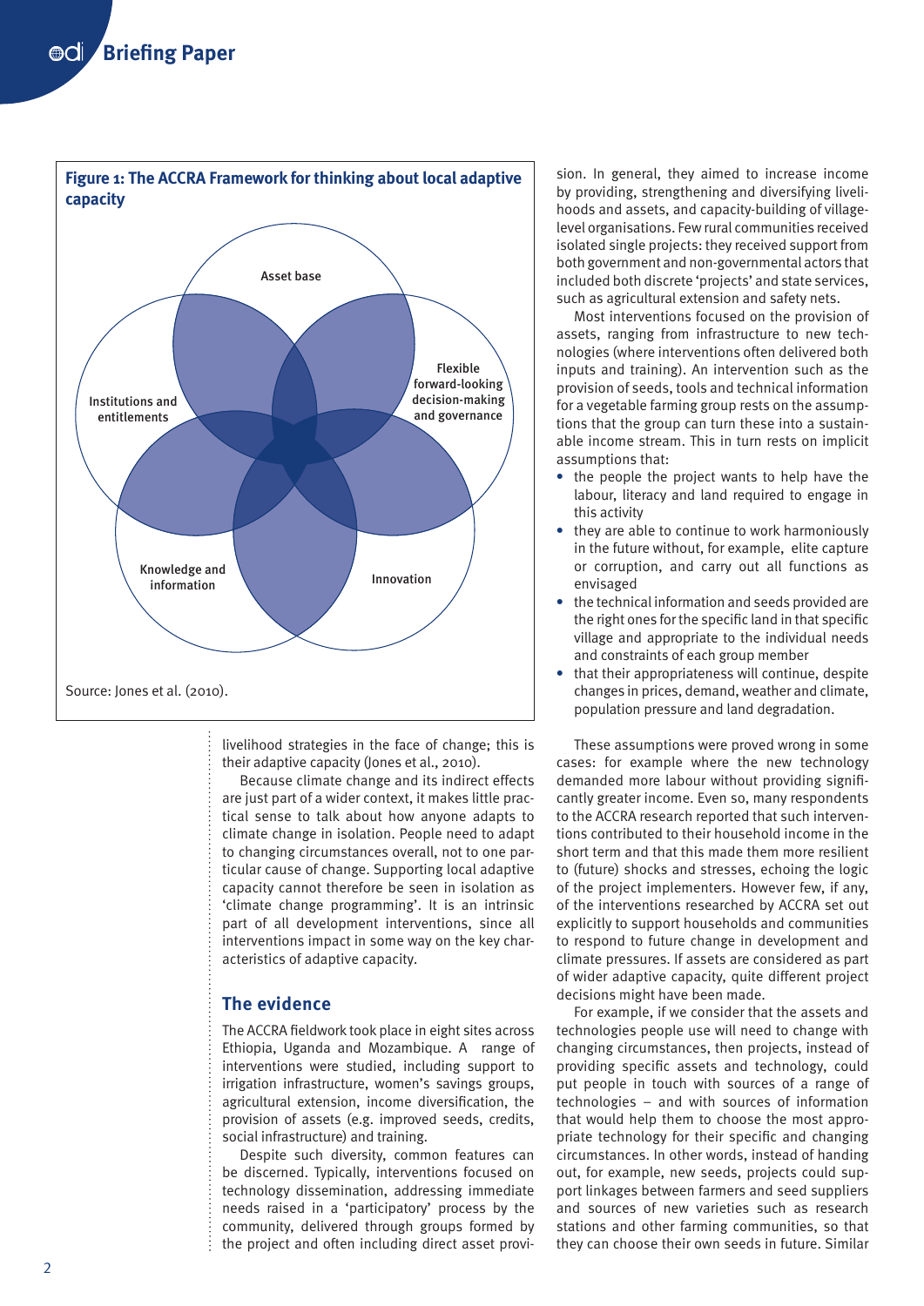**Figure 1: The ACCRA Framework for thinking about local adaptive capacity**

Asset base

Institutions and entitlements

Flexible forward-looking decision-making and governance

Knowledge and information

Innovation

Source: Jones et al. (2010).

livelihood strategies in the face of change; this is their adaptive capacity (Jones et al., 2010).

Because climate change and its indirect effects are just part of a wider context, it makes little practical sense to talk about how anyone adapts to climate change in isolation. People need to adapt to changing circumstances overall, not to one particular cause of change. Supporting local adaptive capacity cannot therefore be seen in isolation as 'climate change programming'. It is an intrinsic part of all development interventions, since all interventions impact in some way on the key characteristics of adaptive capacity.

## The evidence

The ACCRA fieldwork took place in eight sites across Ethiopia, Uganda and Mozambique. A range of interventions were studied, including support to irrigation infrastructure, women's savings groups, agricultural extension, income diversification, the provision of assets (e.g. improved seeds, credits, social infrastructure) and training.

Despite such diversity, common features can be discerned. Typically, interventions focused on technology dissemination, addressing immediate needs raised in a 'participatory' process by the community, delivered through groups formed by the project and often including direct asset provision. In general, they aimed to increase income by providing, strengthening and diversifying livelihoods and assets, and capacity-building of village-level organisations. Few rural communities received isolated single projects: they received support from both government and non-governmental actors that included both discrete 'projects' and state services, such as agricultural extension and safety nets.

Most interventions focused on the provision of assets, ranging from infrastructure to new technologies (where interventions often delivered both inputs and training). An intervention such as the provision of seeds, tools and technical information for a vegetable farming group rests on the assumptions that the group can turn these into a sustainable income stream. This in turn rests on implicit assumptions that:

- the people the project wants to help have the labour, literacy and land required to engage in this activity
- they are able to continue to work harmoniously in the future without, for example, elite capture or corruption, and carry out all functions as envisaged
- the technical information and seeds provided are the right ones for the specific land in that specific village and appropriate to the individual needs and constraints of each group member
- that their appropriateness will continue, despite changes in prices, demand, weather and climate, population pressure and land degradation.

These assumptions were proved wrong in some cases: for example where the new technology demanded more labour without providing significantly greater income. Even so, many respondents to the ACCRA research reported that such interventions contributed to their household income in the short term and that this made them more resilient to (future) shocks and stresses, echoing the logic of the project implementers. However few, if any, of the interventions researched by ACCRA set out explicitly to support households and communities to respond to future change in development and climate pressures. If assets are considered as part of wider adaptive capacity, quite different project decisions might have been made.

For example, if we consider that the assets and technologies people use will need to change with changing circumstances, then projects, instead of providing specific assets and technology, could put people in touch with sources of a range of technologies – and with sources of information that would help them to choose the most appropriate technology for their specific and changing circumstances. In other words, instead of handing out, for example, new seeds, projects could support linkages between farmers and seed suppliers and sources of new varieties such as research stations and other farming communities, so that they can choose their own seeds in future. Similar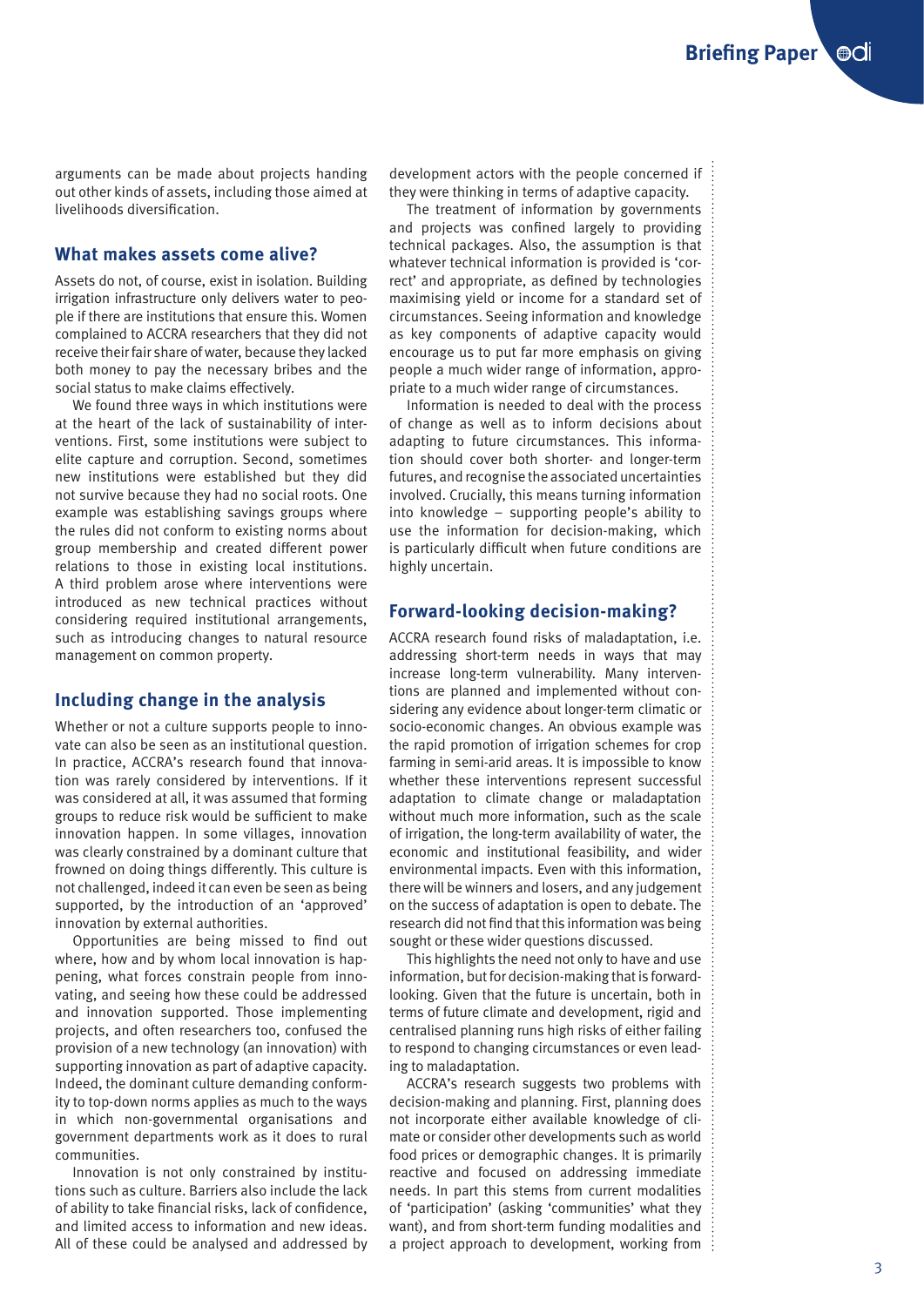arguments can be made about projects handing out other kinds of assets, including those aimed at livelihoods diversification.

## What makes assets come alive?

Assets do not, of course, exist in isolation. Building irrigation infrastructure only delivers water to people if there are institutions that ensure this. Women complained to ACCRA researchers that they did not receive their fair share of water, because they lacked both money to pay the necessary bribes and the social status to make claims effectively.

We found three ways in which institutions were at the heart of the lack of sustainability of interventions. First, some institutions were subject to elite capture and corruption. Second, sometimes new institutions were established but they did not survive because they had no social roots. One example was establishing savings groups where the rules did not conform to existing norms about group membership and created different power relations to those in existing local institutions. A third problem arose where interventions were introduced as new technical practices without considering required institutional arrangements, such as introducing changes to natural resource management on common property.

## Including change in the analysis

Whether or not a culture supports people to innovate can also be seen as an institutional question. In practice, ACCRA's research found that innovation was rarely considered by interventions. If it was considered at all, it was assumed that forming groups to reduce risk would be sufficient to make innovation happen. In some villages, innovation was clearly constrained by a dominant culture that frowned on doing things differently. This culture is not challenged, indeed it can even be seen as being supported, by the introduction of an 'approved' innovation by external authorities.

Opportunities are being missed to find out where, how and by whom local innovation is happening, what forces constrain people from innovating, and seeing how these could be addressed and innovation supported. Those implementing projects, and often researchers too, confused the provision of a new technology (an innovation) with supporting innovation as part of adaptive capacity. Indeed, the dominant culture demanding conformity to top-down norms applies as much to the ways in which non-governmental organisations and government departments work as it does to rural communities.

Innovation is not only constrained by institutions such as culture. Barriers also include the lack of ability to take financial risks, lack of confidence, and limited access to information and new ideas. All of these could be analysed and addressed by development actors with the people concerned if they were thinking in terms of adaptive capacity.

The treatment of information by governments and projects was confined largely to providing technical packages. Also, the assumption is that whatever technical information is provided is 'correct' and appropriate, as defined by technologies maximising yield or income for a standard set of circumstances. Seeing information and knowledge as key components of adaptive capacity would encourage us to put far more emphasis on giving people a much wider range of information, appropriate to a much wider range of circumstances.

Information is needed to deal with the process of change as well as to inform decisions about adapting to future circumstances. This information should cover both shorter- and longer-term futures, and recognise the associated uncertainties involved. Crucially, this means turning information into knowledge – supporting people's ability to use the information for decision-making, which is particularly difficult when future conditions are highly uncertain.

## Forward-looking decision-making?

ACCRA research found risks of maladaptation, i.e. addressing short-term needs in ways that may increase long-term vulnerability. Many interventions are planned and implemented without considering any evidence about longer-term climatic or socio-economic changes. An obvious example was the rapid promotion of irrigation schemes for crop farming in semi-arid areas. It is impossible to know whether these interventions represent successful adaptation to climate change or maladaptation without much more information, such as the scale of irrigation, the long-term availability of water, the economic and institutional feasibility, and wider environmental impacts. Even with this information, there will be winners and losers, and any judgement on the success of adaptation is open to debate. The research did not find that this information was being sought or these wider questions discussed.

This highlights the need not only to have and use information, but for decision-making that is forward-looking. Given that the future is uncertain, both in terms of future climate and development, rigid and centralised planning runs high risks of either failing to respond to changing circumstances or even leading to maladaptation.

ACCRA's research suggests two problems with decision-making and planning. First, planning does not incorporate either available knowledge of climate or consider other developments such as world food prices or demographic changes. It is primarily reactive and focused on addressing immediate needs. In part this stems from current modalities of 'participation' (asking 'communities' what they want), and from short-term funding modalities and a project approach to development, working from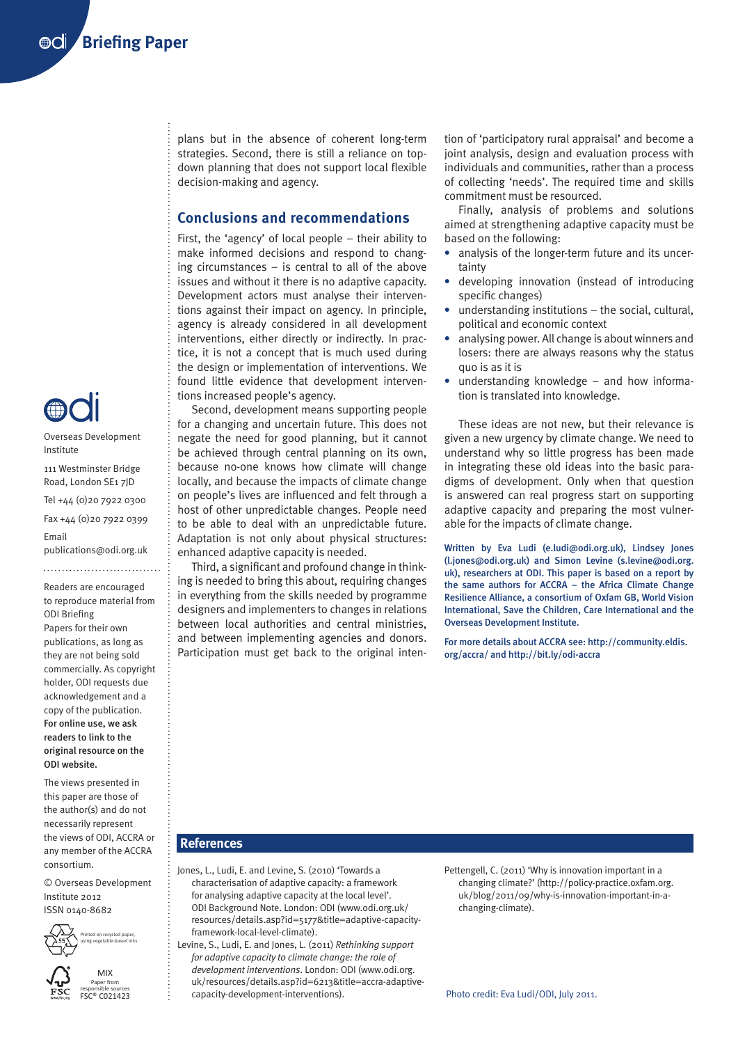plans but in the absence of coherent long-term strategies. Second, there is still a reliance on top-down planning that does not support local flexible decision-making and agency.

## Conclusions and recommendations

First, the 'agency' of local people – their ability to make informed decisions and respond to changing circumstances – is central to all of the above issues and without it there is no adaptive capacity. Development actors must analyse their interventions against their impact on agency. In principle, agency is already considered in all development interventions, either directly or indirectly. In practice, it is not a concept that is much used during the design or implementation of interventions. We found little evidence that development interventions increased people's agency.

Second, development means supporting people for a changing and uncertain future. This does not negate the need for good planning, but it cannot be achieved through central planning on its own, because no-one knows how climate will change locally, and because the impacts of climate change on people's lives are influenced and felt through a host of other unpredictable changes. People need to be able to deal with an unpredictable future. Adaptation is not only about physical structures: enhanced adaptive capacity is needed.

Third, a significant and profound change in thinking is needed to bring this about, requiring changes in everything from the skills needed by programme designers and implementers to changes in relations between local authorities and central ministries, and between implementing agencies and donors. Participation must get back to the original intention of 'participatory rural appraisal' and become a joint analysis, design and evaluation process with individuals and communities, rather than a process of collecting 'needs'. The required time and skills commitment must be resourced.

Finally, analysis of problems and solutions aimed at strengthening adaptive capacity must be based on the following:

- analysis of the longer-term future and its uncertainty
- developing innovation (instead of introducing specific changes)
- understanding institutions – the social, cultural, political and economic context
- analysing power. All change is about winners and losers: there are always reasons why the status quo is as it is
- understanding knowledge – and how information is translated into knowledge.

These ideas are not new, but their relevance is given a new urgency by climate change. We need to understand why so little progress has been made in integrating these old ideas into the basic paradigms of development. Only when that question is answered can real progress start on supporting adaptive capacity and preparing the most vulnerable for the impacts of climate change.

Written by Eva Ludi (e.ludi@odi.org.uk), Lindsey Jones (l.jones@odi.org.uk) and Simon Levine (s.levine@odi.org.uk), researchers at ODI. This paper is based on a report by the same authors for ACCRA – the Africa Climate Change Resilience Alliance, a consortium of Oxfam GB, World Vision International, Save the Children, Care International and the Overseas Development Institute.

For more details about ACCRA see: http://community.eldis.org/accra/ and http://bit.ly/odi-accra

Overseas Development Institute

111 Westminster Bridge Road, London SE1 7JD

Tel +44 (0)20 7922 0300

Fax +44 (0)20 7922 0399

Email publications@odi.org.uk

Readers are encouraged to reproduce material from ODI Briefing Papers for their own publications, as long as they are not being sold commercially. As copyright holder, ODI requests due acknowledgement and a copy of the publication. **For online use, we ask readers to link to the original resource on the ODI website.**

The views presented in this paper are those of the author(s) and do not necessarily represent the views of ODI, ACCRA or any member of the ACCRA consortium.

© Overseas Development Institute 2012
ISSN 0140-8682

Printed on recycled paper, using vegetable-based inks

MIX
Paper from responsible sources
FSC® C021423

## References

Jones, L., Ludi, E. and Levine, S. (2010) 'Towards a characterisation of adaptive capacity: a framework for analysing adaptive capacity at the local level'. ODI Background Note. London: ODI (www.odi.org.uk/resources/details.asp?id=5177&title=adaptive-capacity-framework-local-level-climate).

Levine, S., Ludi, E. and Jones, L. (2011) *Rethinking support for adaptive capacity to climate change: the role of development interventions*. London: ODI (www.odi.org.uk/resources/details.asp?id=6213&title=accra-adaptive-capacity-development-interventions).

Pettengell, C. (2011) 'Why is innovation important in a changing climate?' (http://policy-practice.oxfam.org.uk/blog/2011/09/why-is-innovation-important-in-a-changing-climate).

Photo credit: Eva Ludi/ODI, July 2011.